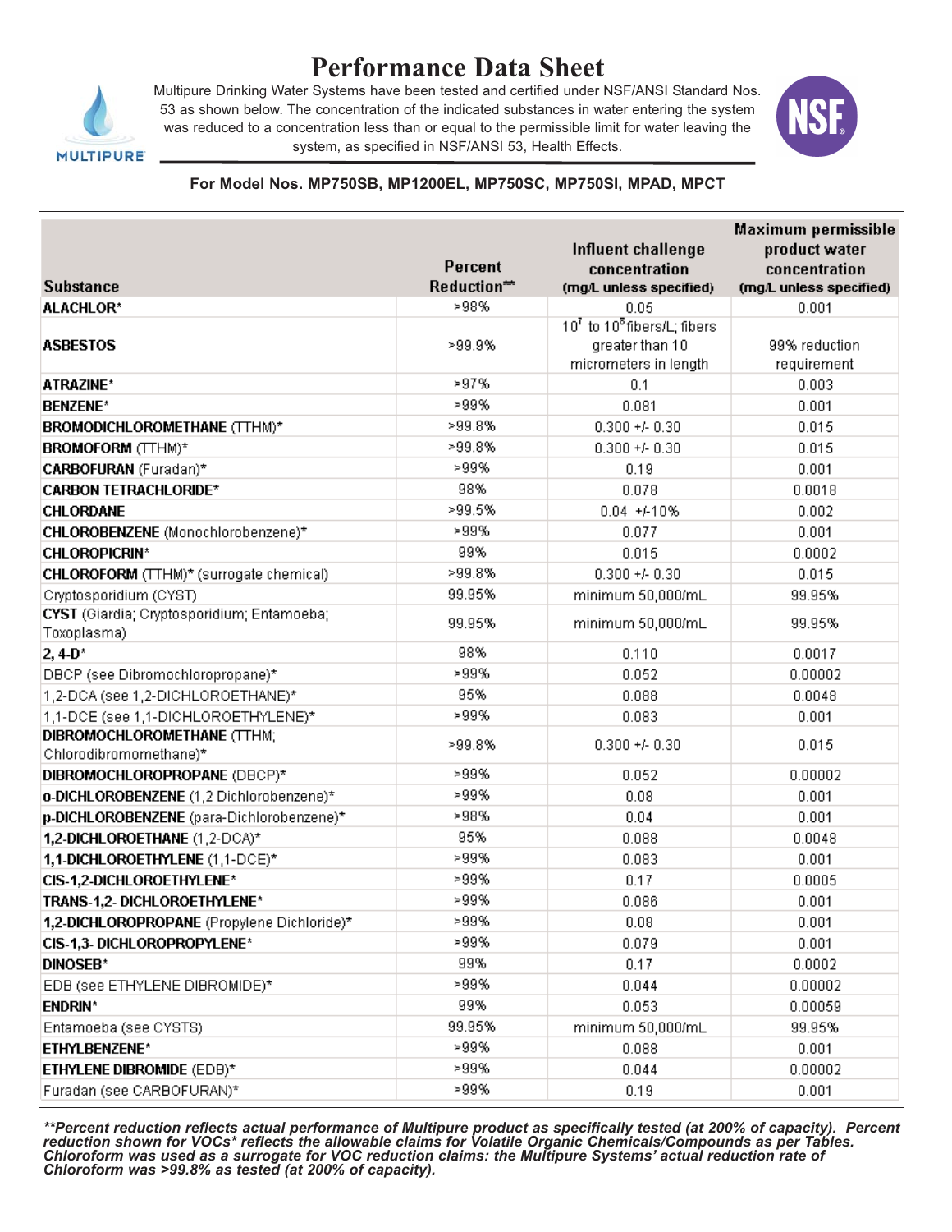# Performance Data Sheet

Multipure Drinking Water Systems have been tested and certified under NSF/ANSI Standard Nos. 53 as shown below. The concentration of the indicated substances in water entering the system was reduced to a concentration less than or equal to the permissible limit for water leaving the system, as specified in NSF/ANSI 53, Health Effects.

**For Model Nos. MP750SB, MP1200EL, MP750SC, MP750SI, MPAD, MPCT**

| Substance | Percent Reduction** | Influent challenge concentration (mg/L unless specified) | Maximum permissible product water concentration (mg/L unless specified) |
|---|---|---|---|
| **ALACHLOR*** | >98% | 0.05 | 0.001 |
| **ASBESTOS** | >99.9% | $10^7$ to $10^8$ fibers/L; fibers greater than 10 micrometers in length | 99% reduction requirement |
| **ATRAZINE*** | >97% | 0.1 | 0.003 |
| **BENZENE*** | >99% | 0.081 | 0.001 |
| **BROMODICHLOROMETHANE** (TTHM)* | >99.8% | 0.300 +/- 0.30 | 0.015 |
| **BROMOFORM** (TTHM)* | >99.8% | 0.300 +/- 0.30 | 0.015 |
| **CARBOFURAN** (Furadan)* | >99% | 0.19 | 0.001 |
| **CARBON TETRACHLORIDE*** | 98% | 0.078 | 0.0018 |
| **CHLORDANE** | >99.5% | 0.04 +/-10% | 0.002 |
| **CHLOROBENZENE** (Monochlorobenzene)* | >99% | 0.077 | 0.001 |
| **CHLOROPICRIN*** | 99% | 0.015 | 0.0002 |
| **CHLOROFORM** (TTHM)* (surrogate chemical) | >99.8% | 0.300 +/- 0.30 | 0.015 |
| Cryptosporidium (CYST) | 99.95% | minimum 50,000/mL | 99.95% |
| **CYST** (Giardia; Cryptosporidium; Entamoeba; Toxoplasma) | 99.95% | minimum 50,000/mL | 99.95% |
| **2, 4-D*** | 98% | 0.110 | 0.0017 |
| DBCP (see Dibromochloropropane)* | >99% | 0.052 | 0.00002 |
| 1,2-DCA (see 1,2-DICHLOROETHANE)* | 95% | 0.088 | 0.0048 |
| 1,1-DCE (see 1,1-DICHLOROETHYLENE)* | >99% | 0.083 | 0.001 |
| **DIBROMOCHLOROMETHANE** (TTHM; Chlorodibromomethane)* | >99.8% | 0.300 +/- 0.30 | 0.015 |
| **DIBROMOCHLOROPROPANE** (DBCP)* | >99% | 0.052 | 0.00002 |
| **o-DICHLOROBENZENE** (1,2 Dichlorobenzene)* | >99% | 0.08 | 0.001 |
| **p-DICHLOROBENZENE** (para-Dichlorobenzene)* | >98% | 0.04 | 0.001 |
| **1,2-DICHLOROETHANE** (1,2-DCA)* | 95% | 0.088 | 0.0048 |
| **1,1-DICHLOROETHYLENE** (1,1-DCE)* | >99% | 0.083 | 0.001 |
| **CIS-1,2-DICHLOROETHYLENE*** | >99% | 0.17 | 0.0005 |
| **TRANS-1,2- DICHLOROETHYLENE*** | >99% | 0.086 | 0.001 |
| **1,2-DICHLOROPROPANE** (Propylene Dichloride)* | >99% | 0.08 | 0.001 |
| **CIS-1,3- DICHLOROPROPYLENE*** | >99% | 0.079 | 0.001 |
| **DINOSEB*** | 99% | 0.17 | 0.0002 |
| EDB (see ETHYLENE DIBROMIDE)* | >99% | 0.044 | 0.00002 |
| **ENDRIN*** | 99% | 0.053 | 0.00059 |
| Entamoeba (see CYSTS) | 99.95% | minimum 50,000/mL | 99.95% |
| **ETHYLBENZENE*** | >99% | 0.088 | 0.001 |
| **ETHYLENE DIBROMIDE** (EDB)* | >99% | 0.044 | 0.00002 |
| Furadan (see CARBOFURAN)* | >99% | 0.19 | 0.001 |

***\*\*Percent reduction reflects actual performance of Multipure product as specifically tested (at 200% of capacity). Percent reduction shown for VOCs\* reflects the allowable claims for Volatile Organic Chemicals/Compounds as per Tables. Chloroform was used as a surrogate for VOC reduction claims: the Multipure Systems' actual reduction rate of Chloroform was >99.8% as tested (at 200% of capacity).***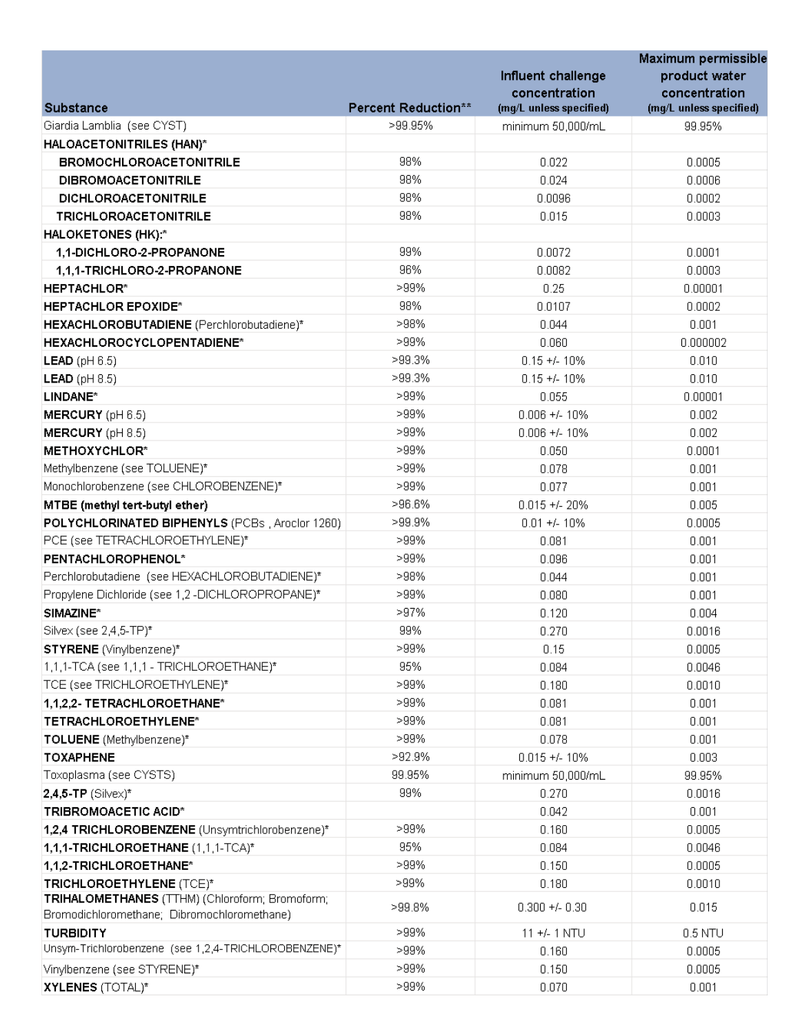| Substance | Percent Reduction** | Influent challenge concentration (mg/L unless specified) | Maximum permissible product water concentration (mg/L unless specified) |
|---|---|---|---|
| Giardia Lamblia (see CYST) | >99.95% | minimum 50,000/mL | 99.95% |
| **HALOACETONITRILES (HAN)*** | | | |
| **BROMOCHLOROACETONITRILE** | 98% | 0.022 | 0.0005 |
| **DIBROMOACETONITRILE** | 98% | 0.024 | 0.0006 |
| **DICHLOROACETONITRILE** | 98% | 0.0096 | 0.0002 |
| **TRICHLOROACETONITRILE** | 98% | 0.015 | 0.0003 |
| **HALOKETONES (HK):*** | | | |
| **1,1-DICHLORO-2-PROPANONE** | 99% | 0.0072 | 0.0001 |
| **1,1,1-TRICHLORO-2-PROPANONE** | 96% | 0.0082 | 0.0003 |
| **HEPTACHLOR*** | >99% | 0.25 | 0.00001 |
| **HEPTACHLOR EPOXIDE*** | 98% | 0.0107 | 0.0002 |
| **HEXACHLOROBUTADIENE** (Perchlorobutadiene)* | >98% | 0.044 | 0.001 |
| **HEXACHLOROCYCLOPENTADIENE*** | >99% | 0.060 | 0.000002 |
| **LEAD** (pH 6.5) | >99.3% | 0.15 +/- 10% | 0.010 |
| **LEAD** (pH 8.5) | >99.3% | 0.15 +/- 10% | 0.010 |
| **LINDANE*** | >99% | 0.055 | 0.00001 |
| **MERCURY** (pH 6.5) | >99% | 0.006 +/- 10% | 0.002 |
| **MERCURY** (pH 8.5) | >99% | 0.006 +/- 10% | 0.002 |
| **METHOXYCHLOR*** | >99% | 0.050 | 0.0001 |
| Methylbenzene (see TOLUENE)* | >99% | 0.078 | 0.001 |
| Monochlorobenzene (see CHLOROBENZENE)* | >99% | 0.077 | 0.001 |
| **MTBE (methyl tert-butyl ether)** | >96.6% | 0.015 +/- 20% | 0.005 |
| **POLYCHLORINATED BIPHENYLS** (PCBs , Aroclor 1260) | >99.9% | 0.01 +/- 10% | 0.0005 |
| PCE (see TETRACHLOROETHYLENE)* | >99% | 0.081 | 0.001 |
| **PENTACHLOROPHENOL*** | >99% | 0.096 | 0.001 |
| Perchlorobutadiene (see HEXACHLOROBUTADIENE)* | >98% | 0.044 | 0.001 |
| Propylene Dichloride (see 1,2 -DICHLOROPROPANE)* | >99% | 0.080 | 0.001 |
| **SIMAZINE*** | >97% | 0.120 | 0.004 |
| Silvex (see 2,4,5-TP)* | 99% | 0.270 | 0.0016 |
| **STYRENE** (Vinylbenzene)* | >99% | 0.15 | 0.0005 |
| 1,1,1-TCA (see 1,1,1 - TRICHLOROETHANE)* | 95% | 0.084 | 0.0046 |
| TCE (see TRICHLOROETHYLENE)* | >99% | 0.180 | 0.0010 |
| **1,1,2,2- TETRACHLOROETHANE*** | >99% | 0.081 | 0.001 |
| **TETRACHLOROETHYLENE*** | >99% | 0.081 | 0.001 |
| **TOLUENE** (Methylbenzene)* | >99% | 0.078 | 0.001 |
| **TOXAPHENE** | >92.9% | 0.015 +/- 10% | 0.003 |
| Toxoplasma (see CYSTS) | 99.95% | minimum 50,000/mL | 99.95% |
| **2,4,5-TP** (Silvex)* | 99% | 0.270 | 0.0016 |
| **TRIBROMOACETIC ACID*** | | 0.042 | 0.001 |
| **1,2,4 TRICHLOROBENZENE** (Unsymtrichlorobenzene)* | >99% | 0.160 | 0.0005 |
| **1,1,1-TRICHLOROETHANE** (1,1,1-TCA)* | 95% | 0.084 | 0.0046 |
| **1,1,2-TRICHLOROETHANE*** | >99% | 0.150 | 0.0005 |
| **TRICHLOROETHYLENE** (TCE)* | >99% | 0.180 | 0.0010 |
| **TRIHALOMETHANES** (TTHM) (Chloroform; Bromoform; Bromodichloromethane; Dibromochloromethane) | >99.8% | 0.300 +/- 0.30 | 0.015 |
| **TURBIDITY** | >99% | 11 +/- 1 NTU | 0.5 NTU |
| Unsym-Trichlorobenzene (see 1,2,4-TRICHLOROBENZENE)* | >99% | 0.160 | 0.0005 |
| Vinylbenzene (see STYRENE)* | >99% | 0.150 | 0.0005 |
| **XYLENES** (TOTAL)* | >99% | 0.070 | 0.001 |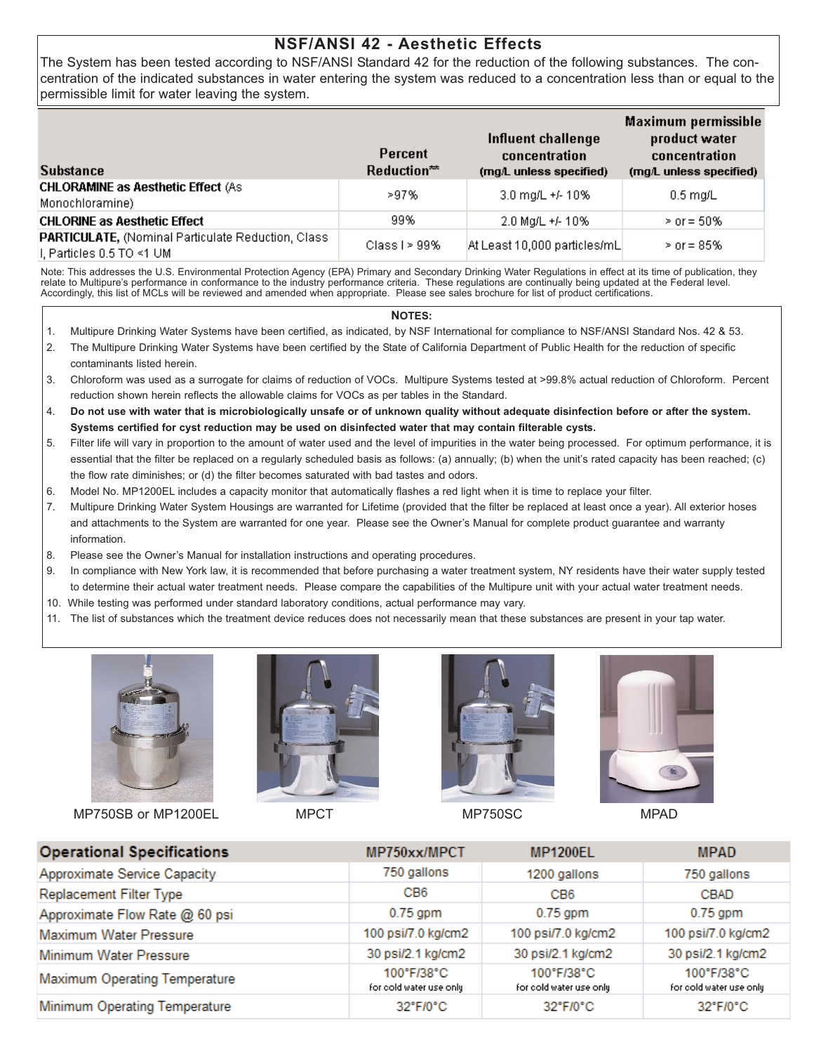## NSF/ANSI 42 - Aesthetic Effects

The System has been tested according to NSF/ANSI Standard 42 for the reduction of the following substances. The concentration of the indicated substances in water entering the system was reduced to a concentration less than or equal to the permissible limit for water leaving the system.

| Substance | Percent Reduction** | Influent challenge concentration (mg/L unless specified) | Maximum permissible product water concentration (mg/L unless specified) |
|---|---|---|---|
| **CHLORAMINE as Aesthetic Effect** (As Monochloramine) | >97% | 3.0 mg/L +/- 10% | 0.5 mg/L |
| **CHLORINE as Aesthetic Effect** | 99% | 2.0 Mg/L +/- 10% | > or = 50% |
| **PARTICULATE,** (Nominal Particulate Reduction, Class I, Particles 0.5 TO <1 UM | Class I > 99% | At Least 10,000 particles/mL | > or = 85% |

Note: This addresses the U.S. Environmental Protection Agency (EPA) Primary and Secondary Drinking Water Regulations in effect at its time of publication, they relate to Multipure's performance in conformance to the industry performance criteria. These regulations are continually being updated at the Federal level. Accordingly, this list of MCLs will be reviewed and amended when appropriate. Please see sales brochure for list of product certifications.

**NOTES:**

1. Multipure Drinking Water Systems have been certified, as indicated, by NSF International for compliance to NSF/ANSI Standard Nos. 42 & 53.
2. The Multipure Drinking Water Systems have been certified by the State of California Department of Public Health for the reduction of specific contaminants listed herein.
3. Chloroform was used as a surrogate for claims of reduction of VOCs. Multipure Systems tested at >99.8% actual reduction of Chloroform. Percent reduction shown herein reflects the allowable claims for VOCs as per tables in the Standard.
4. **Do not use with water that is microbiologically unsafe or of unknown quality without adequate disinfection before or after the system. Systems certified for cyst reduction may be used on disinfected water that may contain filterable cysts.**
5. Filter life will vary in proportion to the amount of water used and the level of impurities in the water being processed. For optimum performance, it is essential that the filter be replaced on a regularly scheduled basis as follows: (a) annually; (b) when the unit's rated capacity has been reached; (c) the flow rate diminishes; or (d) the filter becomes saturated with bad tastes and odors.
6. Model No. MP1200EL includes a capacity monitor that automatically flashes a red light when it is time to replace your filter.
7. Multipure Drinking Water System Housings are warranted for Lifetime (provided that the filter be replaced at least once a year). All exterior hoses and attachments to the System are warranted for one year. Please see the Owner's Manual for complete product guarantee and warranty information.
8. Please see the Owner's Manual for installation instructions and operating procedures.
9. In compliance with New York law, it is recommended that before purchasing a water treatment system, NY residents have their water supply tested to determine their actual water treatment needs. Please compare the capabilities of the Multipure unit with your actual water treatment needs.
10. While testing was performed under standard laboratory conditions, actual performance may vary.
11. The list of substances which the treatment device reduces does not necessarily mean that these substances are present in your tap water.

MP750SB or MP1200EL

MPCT

MP750SC

MPAD

| Operational Specifications | MP750xx/MPCT | MP1200EL | MPAD |
|---|---|---|---|
| Approximate Service Capacity | 750 gallons | 1200 gallons | 750 gallons |
| Replacement Filter Type | CB6 | CB6 | CBAD |
| Approximate Flow Rate @ 60 psi | 0.75 gpm | 0.75 gpm | 0.75 gpm |
| Maximum Water Pressure | 100 psi/7.0 kg/cm2 | 100 psi/7.0 kg/cm2 | 100 psi/7.0 kg/cm2 |
| Minimum Water Pressure | 30 psi/2.1 kg/cm2 | 30 psi/2.1 kg/cm2 | 30 psi/2.1 kg/cm2 |
| Maximum Operating Temperature | 100°F/38°C for cold water use only | 100°F/38°C for cold water use only | 100°F/38°C for cold water use only |
| Minimum Operating Temperature | 32°F/0°C | 32°F/0°C | 32°F/0°C |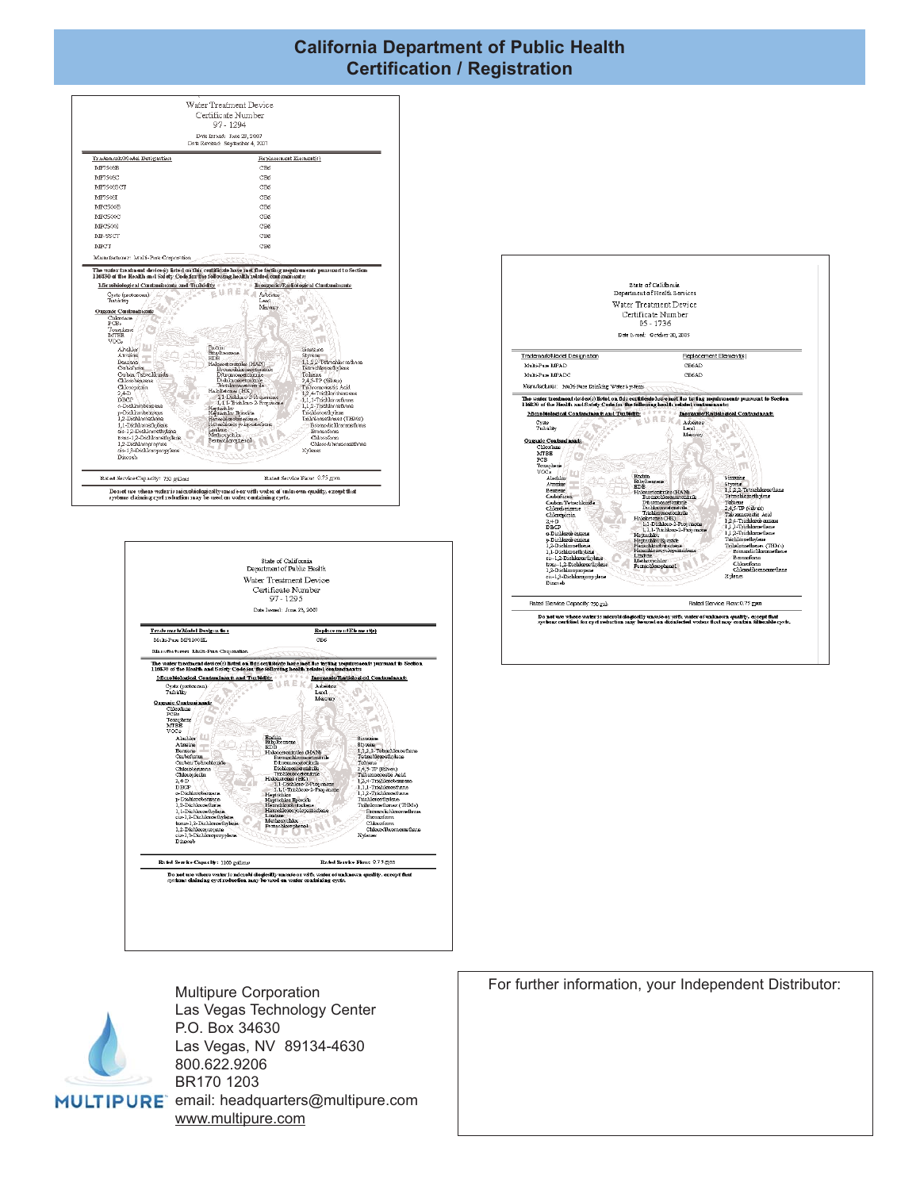# California Department of Public Health
# Certification / Registration

## Water Treatment Device
Certificate Number
97 - 1294

Date Issued: June 28, 2007
Date Revised: September 4, 2007

| Trademark/Model Designation | Replacement Element(s) |
|---|---|
| MP750SB | CB6 |
| MP750SC | CB6 |
| MP750SCT | CB6 |
| MP750SI | CB6 |
| MPCS500B | CB6 |
| MPCS500C | CB6 |
| MPCS500I | CB6 |
| MP-55CT | CB6 |
| MPCT | CB6 |

Manufacturer: Multi-Pure Corporation

The water treatment device(s) listed on this certificate have met the testing requirements pursuant to Section 116830 of the Health and Safety Code for the following health related contaminants:

**Microbiological Contaminants and Turbidity:**
Cysts (protozoan)
Turbidity

**Inorganic/Radiological Contaminants:**
Asbestos
Lead
Mercury

**Organic Contaminants:**
Chloramine
PCBs
Toxaphene
MTBE
VOCs

Alachlor, Atrazine, Benzene, Carbofuran, Carbon Tetrachloride, Chlorobenzene, Chloropicrin, 2,4-D, DBCP, o-Dichlorobenzene, p-Dichlorobenzene, 1,2-Dichloroethane, 1,1-Dichloroethylene, cis-1,2-Dichloroethylene, trans-1,2-Dichloroethylene, 1,2-Dichloropropane, cis-1,3-Dichloropropylene, Dinoseb

Endrin, Ethylbenzene, EDB, Haloacetonitriles (HAN): Bromochloroacetonitrile, Dibromoacetonitrile, Dichloroacetonitrile, Trichloroacetonitrile; Haloketones (HK): 1,1-Dichloro-2-Propanone, 1,1,1-Trichloro-2-Propanone; Heptachlor, Heptachlor Epoxide, Hexachlorobutadiene, Hexachlorocyclopentadiene, Lindane, Methoxychlor, Pentachlorophenol

Simazine, Styrene, 1,1,2,2-Tetrachloroethane, Tetrachloroethylene, Toluene, 2,4,5-TP (Silvex), Tribromoacetic Acid, 1,2,4-Trichlorobenzene, 1,1,1-Trichloroethane, 1,1,2-Trichloroethane, Trichloroethylene, Trihalomethanes (THMs): Bromodichloromethane, Bromoform, Chloroform, Chlorodibromomethane; Xylenes

Rated Service Capacity: 750 gallons — Rated Service Flow: 0.75 gpm

Do not use where water is microbiologically unsafe or with water of unknown quality, except that systems claiming cyst reduction may be used on water containing cysts.

---

State of California
Department of Health Services

## Water Treatment Device
Certificate Number
05 - 1736

Date Issued: October 20, 2005

| Trademark/Model Designation | Replacement Element(s) |
|---|---|
| Multi-Pure MPAD | CB6AD |
| Multi-Pure MPADC | CB6AD |

Manufacturer: Multi-Pure Drinking Water Systems

The water treatment device(s) listed on this certificate have met the testing requirements pursuant to Section 116830 of the Health and Safety Code for the following health related contaminants:

**Microbiological Contaminants and Turbidity:**
Cysts
Turbidity

**Inorganic/Radiological Contaminants:**
Asbestos
Lead
Mercury

**Organic Contaminants:**
Chloramine
MTBE
PCB
Toxaphene
VOCs

Alachlor, Atrazine, Benzene, Carbofuran, Carbon Tetrachloride, Chlorobenzene, Chloropicrin, 2,4-D, DBCP, o-Dichlorobenzene, p-Dichlorobenzene, 1,2-Dichloroethane, 1,1-Dichloroethylene, cis-1,2-Dichloroethylene, trans-1,2-Dichloroethylene, 1,2-Dichloropropane, cis-1,3-Dichloropropylene, Dinoseb

Endrin, Ethylbenzene, EDB, Haloacetonitriles (HAN): Bromochloroacetonitrile, Dibromoacetonitrile, Dichloroacetonitrile, Trichloroacetonitrile; Haloketones (HK): 1,1-Dichloro-2-Propanone, 1,1,1-Trichloro-2-Propanone; Heptachlor, Heptachlor Epoxide, Hexachlorobutadiene, Hexachlorocyclopentadiene, Lindane, Methoxychlor, Pentachlorophenol

Simazine, Styrene, 1,1,2,2-Tetrachloroethane, Tetrachloroethylene, Toluene, 2,4,5-TP (silvex), Tribromoacetic Acid, 1,2,4-Trichlorobenzene, 1,1,1-Trichloroethane, 1,1,2-Trichloroethane, Trichloroethylene, Trihalomethanes (THMs): Bromodichloromethane, Bromoform, Chloroform, Chlorodibromomethane; Xylenes

Rated Service Capacity: 750 gal — Rated Service Flow: 0.75 gpm

Do not use where water is microbiologically unsafe or with water of unknown quality, except that systems certified for cyst reduction may be used on disinfected water that may contain filterable cysts.

---

State of California
Department of Public Health

## Water Treatment Device
Certificate Number
97 - 1295

Date Issued: June 28, 2007

| Trademark/Model Designation | Replacement Element(s) |
|---|---|
| Multi-Pure MP1200EL | CB6 |

Manufacturer: Multi-Pure Corporation

The water treatment device(s) listed on this certificate have met the testing requirements pursuant to Section 116830 of the Health and Safety Code for the following health related contaminants:

**Microbiological Contaminants and Turbidity:**
Cysts (protozoan)
Turbidity

**Inorganic/Radiological Contaminants:**
Asbestos
Lead
Mercury

**Organic Contaminants:**
Chloramine
PCBs
Toxaphene
MTBE
VOCs

Alachlor, Atrazine, Benzene, Carbofuran, Carbon Tetrachloride, Chlorobenzene, Chloropicrin, 2,4-D, DBCP, o-Dichlorobenzene, p-Dichlorobenzene, 1,2-Dichloroethane, 1,1-Dichloroethylene, cis-1,2-Dichloroethylene, trans-1,2-Dichloroethylene, 1,2-Dichloropropane, cis-1,3-Dichloropropylene, Dinoseb

Endrin, Ethylbenzene, EDB, Haloacetonitriles (HAN): Bromochloroacetonitrile, Dibromoacetonitrile, Dichloroacetonitrile, Trichloroacetonitrile; Haloketones (HK): 1,1-Dichloro-2-Propanone, 1,1,1-Trichloro-2-Propanone; Heptachlor, Heptachlor Epoxide, Hexachlorobutadiene, Hexachlorocyclopentadiene, Lindane, Methoxychlor, Pentachlorophenol

Simazine, Styrene, 1,1,2,2-Tetrachloroethane, Tetrachloroethylene, Toluene, 2,4,5-TP (Silvex), Tribromoacetic Acid, 1,2,4-Trichlorobenzene, 1,1,1-Trichloroethane, 1,1,2-Trichloroethane, Trichloroethylene, Trihalomethanes (THMs): Bromodichloromethane, Bromoform, Chloroform, Chlorodibromomethane; Xylenes

Rated Service Capacity: 1200 gallons — Rated Service Flow: 0.75 gpm

Do not use where water is microbiologically unsafe or with water of unknown quality, except that systems claiming cyst reduction may be used on water containing cysts.

---

MULTIPURE

Multipure Corporation
Las Vegas Technology Center
P.O. Box 34630
Las Vegas, NV 89134-4630
800.622.9206
BR170 1203
email: headquarters@multipure.com
www.multipure.com

For further information, your Independent Distributor: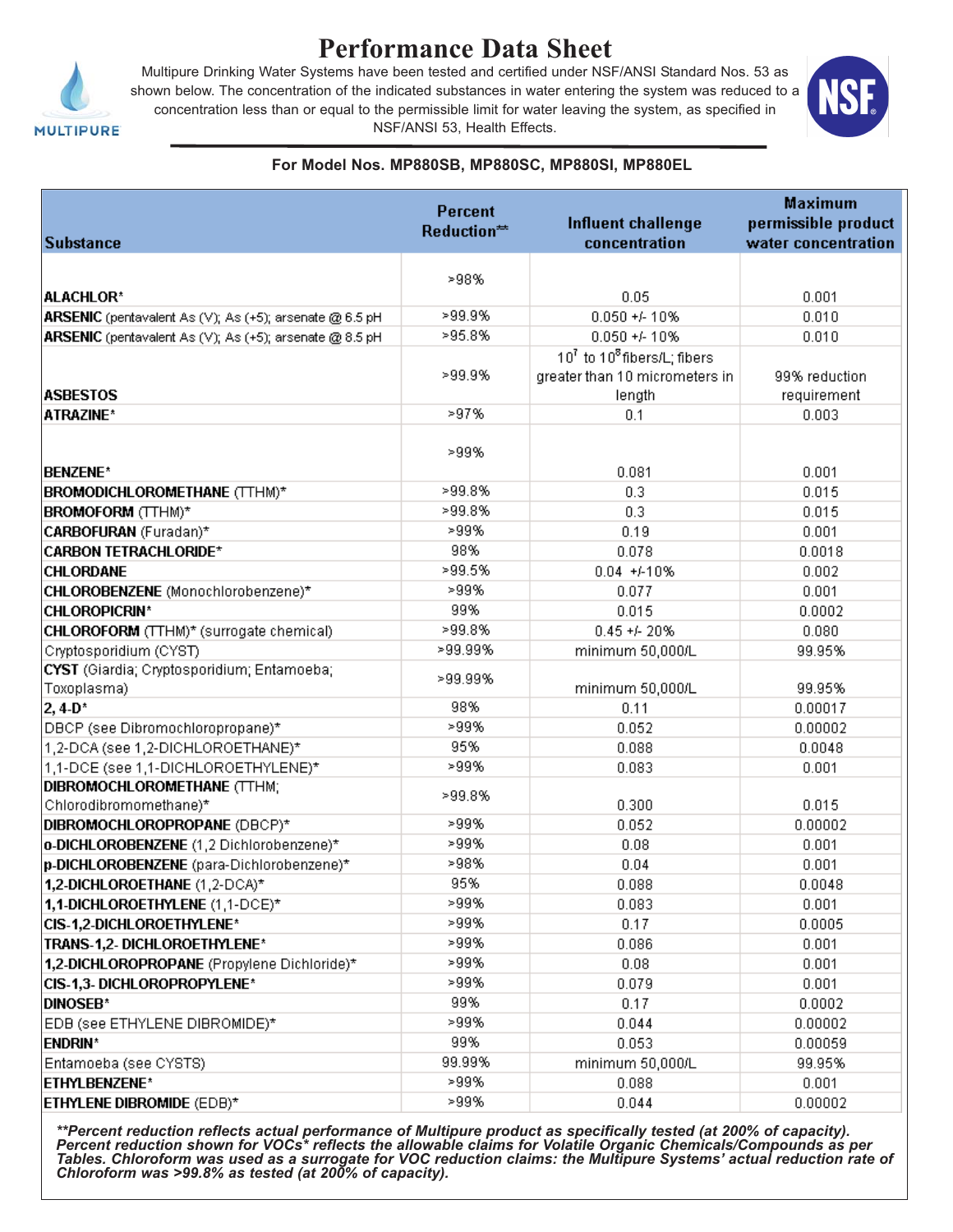# Performance Data Sheet

Multipure Drinking Water Systems have been tested and certified under NSF/ANSI Standard Nos. 53 as shown below. The concentration of the indicated substances in water entering the system was reduced to a concentration less than or equal to the permissible limit for water leaving the system, as specified in NSF/ANSI 53, Health Effects.

**For Model Nos. MP880SB, MP880SC, MP880SI, MP880EL**

| Substance | Percent Reduction** | Influent challenge concentration | Maximum permissible product water concentration |
|---|---|---|---|
| **ALACHLOR*** | >98% | 0.05 | 0.001 |
| **ARSENIC** (pentavalent As (V); As (+5); arsenate @ 6.5 pH | >99.9% | 0.050 +/- 10% | 0.010 |
| **ARSENIC** (pentavalent As (V); As (+5); arsenate @ 8.5 pH | >95.8% | 0.050 +/- 10% | 0.010 |
| **ASBESTOS** | >99.9% | $10^7$ to $10^8$ fibers/L; fibers greater than 10 micrometers in length | 99% reduction requirement |
| **ATRAZINE*** | >97% | 0.1 | 0.003 |
| **BENZENE*** | >99% | 0.081 | 0.001 |
| **BROMODICHLOROMETHANE** (TTHM)* | >99.8% | 0.3 | 0.015 |
| **BROMOFORM** (TTHM)* | >99.8% | 0.3 | 0.015 |
| **CARBOFURAN** (Furadan)* | >99% | 0.19 | 0.001 |
| **CARBON TETRACHLORIDE*** | 98% | 0.078 | 0.0018 |
| **CHLORDANE** | >99.5% | 0.04 +/-10% | 0.002 |
| **CHLOROBENZENE** (Monochlorobenzene)* | >99% | 0.077 | 0.001 |
| **CHLOROPICRIN*** | 99% | 0.015 | 0.0002 |
| **CHLOROFORM** (TTHM)* (surrogate chemical) | >99.8% | 0.45 +/- 20% | 0.080 |
| Cryptosporidium (CYST) | >99.99% | minimum 50,000/L | 99.95% |
| **CYST** (Giardia; Cryptosporidium; Entamoeba; Toxoplasma) | >99.99% | minimum 50,000/L | 99.95% |
| **2, 4-D*** | 98% | 0.11 | 0.00017 |
| DBCP (see Dibromochloropropane)* | >99% | 0.052 | 0.00002 |
| 1,2-DCA (see 1,2-DICHLOROETHANE)* | 95% | 0.088 | 0.0048 |
| 1,1-DCE (see 1,1-DICHLOROETHYLENE)* | >99% | 0.083 | 0.001 |
| **DIBROMOCHLOROMETHANE** (TTHM; Chlorodibromomethane)* | >99.8% | 0.300 | 0.015 |
| **DIBROMOCHLOROPROPANE** (DBCP)* | >99% | 0.052 | 0.00002 |
| **o-DICHLOROBENZENE** (1,2 Dichlorobenzene)* | >99% | 0.08 | 0.001 |
| **p-DICHLOROBENZENE** (para-Dichlorobenzene)* | >98% | 0.04 | 0.001 |
| **1,2-DICHLOROETHANE** (1,2-DCA)* | 95% | 0.088 | 0.0048 |
| **1,1-DICHLOROETHYLENE** (1,1-DCE)* | >99% | 0.083 | 0.001 |
| **CIS-1,2-DICHLOROETHYLENE*** | >99% | 0.17 | 0.0005 |
| **TRANS-1,2- DICHLOROETHYLENE*** | >99% | 0.086 | 0.001 |
| **1,2-DICHLOROPROPANE** (Propylene Dichloride)* | >99% | 0.08 | 0.001 |
| **CIS-1,3- DICHLOROPROPYLENE*** | >99% | 0.079 | 0.001 |
| **DINOSEB*** | 99% | 0.17 | 0.0002 |
| EDB (see ETHYLENE DIBROMIDE)* | >99% | 0.044 | 0.00002 |
| **ENDRIN*** | 99% | 0.053 | 0.00059 |
| Entamoeba (see CYSTS) | 99.99% | minimum 50,000/L | 99.95% |
| **ETHYLBENZENE*** | >99% | 0.088 | 0.001 |
| **ETHYLENE DIBROMIDE** (EDB)* | >99% | 0.044 | 0.00002 |

***Percent reduction reflects actual performance of Multipure product as specifically tested (at 200% of capacity). Percent reduction shown for VOCs* reflects the allowable claims for Volatile Organic Chemicals/Compounds as per Tables. Chloroform was used as a surrogate for VOC reduction claims: the Multipure Systems' actual reduction rate of Chloroform was >99.8% as tested (at 200% of capacity).***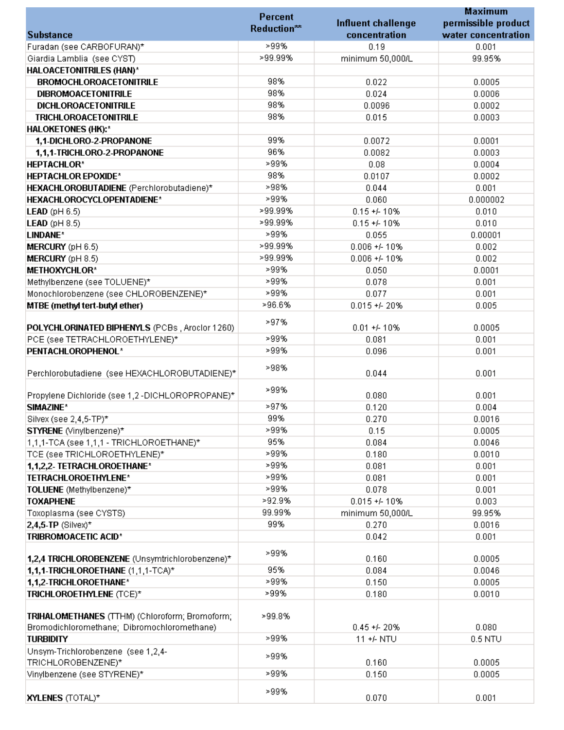| Substance | Percent Reduction** | Influent challenge concentration | Maximum permissible product water concentration |
|---|---|---|---|
| Furadan (see CARBOFURAN)* | >99% | 0.19 | 0.001 |
| Giardia Lamblia (see CYST) | >99.99% | minimum 50,000/L | 99.95% |
| **HALOACETONITRILES (HAN)*** | | | |
| **BROMOCHLOROACETONITRILE** | 98% | 0.022 | 0.0005 |
| **DIBROMOACETONITRILE** | 98% | 0.024 | 0.0006 |
| **DICHLOROACETONITRILE** | 98% | 0.0096 | 0.0002 |
| **TRICHLOROACETONITRILE** | 98% | 0.015 | 0.0003 |
| **HALOKETONES (HK):*** | | | |
| **1,1-DICHLORO-2-PROPANONE** | 99% | 0.0072 | 0.0001 |
| **1,1,1-TRICHLORO-2-PROPANONE** | 96% | 0.0082 | 0.0003 |
| **HEPTACHLOR*** | >99% | 0.08 | 0.0004 |
| **HEPTACHLOR EPOXIDE*** | 98% | 0.0107 | 0.0002 |
| **HEXACHLOROBUTADIENE** (Perchlorobutadiene)* | >98% | 0.044 | 0.001 |
| **HEXACHLOROCYCLOPENTADIENE*** | >99% | 0.060 | 0.000002 |
| **LEAD** (pH 6.5) | >99.99% | 0.15 +/- 10% | 0.010 |
| **LEAD** (pH 8.5) | >99.99% | 0.15 +/- 10% | 0.010 |
| **LINDANE*** | >99% | 0.055 | 0.00001 |
| **MERCURY** (pH 6.5) | >99.99% | 0.006 +/- 10% | 0.002 |
| **MERCURY** (pH 8.5) | >99.99% | 0.006 +/- 10% | 0.002 |
| **METHOXYCHLOR*** | >99% | 0.050 | 0.0001 |
| Methylbenzene (see TOLUENE)* | >99% | 0.078 | 0.001 |
| Monochlorobenzene (see CHLOROBENZENE)* | >99% | 0.077 | 0.001 |
| **MTBE (methyl tert-butyl ether)** | >96.6% | 0.015 +/- 20% | 0.005 |
| **POLYCHLORINATED BIPHENYLS** (PCBs , Aroclor 1260) | >97% | 0.01 +/- 10% | 0.0005 |
| PCE (see TETRACHLOROETHYLENE)* | >99% | 0.081 | 0.001 |
| **PENTACHLOROPHENOL*** | >99% | 0.096 | 0.001 |
| Perchlorobutadiene (see HEXACHLOROBUTADIENE)* | >98% | 0.044 | 0.001 |
| Propylene Dichloride (see 1,2 -DICHLOROPROPANE)* | >99% | 0.080 | 0.001 |
| **SIMAZINE*** | >97% | 0.120 | 0.004 |
| Silvex (see 2,4,5-TP)* | 99% | 0.270 | 0.0016 |
| **STYRENE** (Vinylbenzene)* | >99% | 0.15 | 0.0005 |
| 1,1,1-TCA (see 1,1,1 - TRICHLOROETHANE)* | 95% | 0.084 | 0.0046 |
| TCE (see TRICHLOROETHYLENE)* | >99% | 0.180 | 0.0010 |
| **1,1,2,2- TETRACHLOROETHANE*** | >99% | 0.081 | 0.001 |
| **TETRACHLOROETHYLENE*** | >99% | 0.081 | 0.001 |
| **TOLUENE** (Methylbenzene)* | >99% | 0.078 | 0.001 |
| **TOXAPHENE** | >92.9% | 0.015 +/- 10% | 0.003 |
| Toxoplasma (see CYSTS) | 99.99% | minimum 50,000/L | 99.95% |
| **2,4,5-TP** (Silvex)* | 99% | 0.270 | 0.0016 |
| **TRIBROMOACETIC ACID*** | | 0.042 | 0.001 |
| **1,2,4 TRICHLOROBENZENE** (Unsymtrichlorobenzene)* | >99% | 0.160 | 0.0005 |
| **1,1,1-TRICHLOROETHANE** (1,1,1-TCA)* | 95% | 0.084 | 0.0046 |
| **1,1,2-TRICHLOROETHANE*** | >99% | 0.150 | 0.0005 |
| **TRICHLOROETHYLENE** (TCE)* | >99% | 0.180 | 0.0010 |
| **TRIHALOMETHANES** (TTHM) (Chloroform; Bromoform; Bromodichloromethane; Dibromochloromethane) | >99.8% | 0.45 +/- 20% | 0.080 |
| **TURBIDITY** | >99% | 11 +/- NTU | 0.5 NTU |
| Unsym-Trichlorobenzene (see 1,2,4-TRICHLOROBENZENE)* | >99% | 0.160 | 0.0005 |
| Vinylbenzene (see STYRENE)* | >99% | 0.150 | 0.0005 |
| **XYLENES** (TOTAL)* | >99% | 0.070 | 0.001 |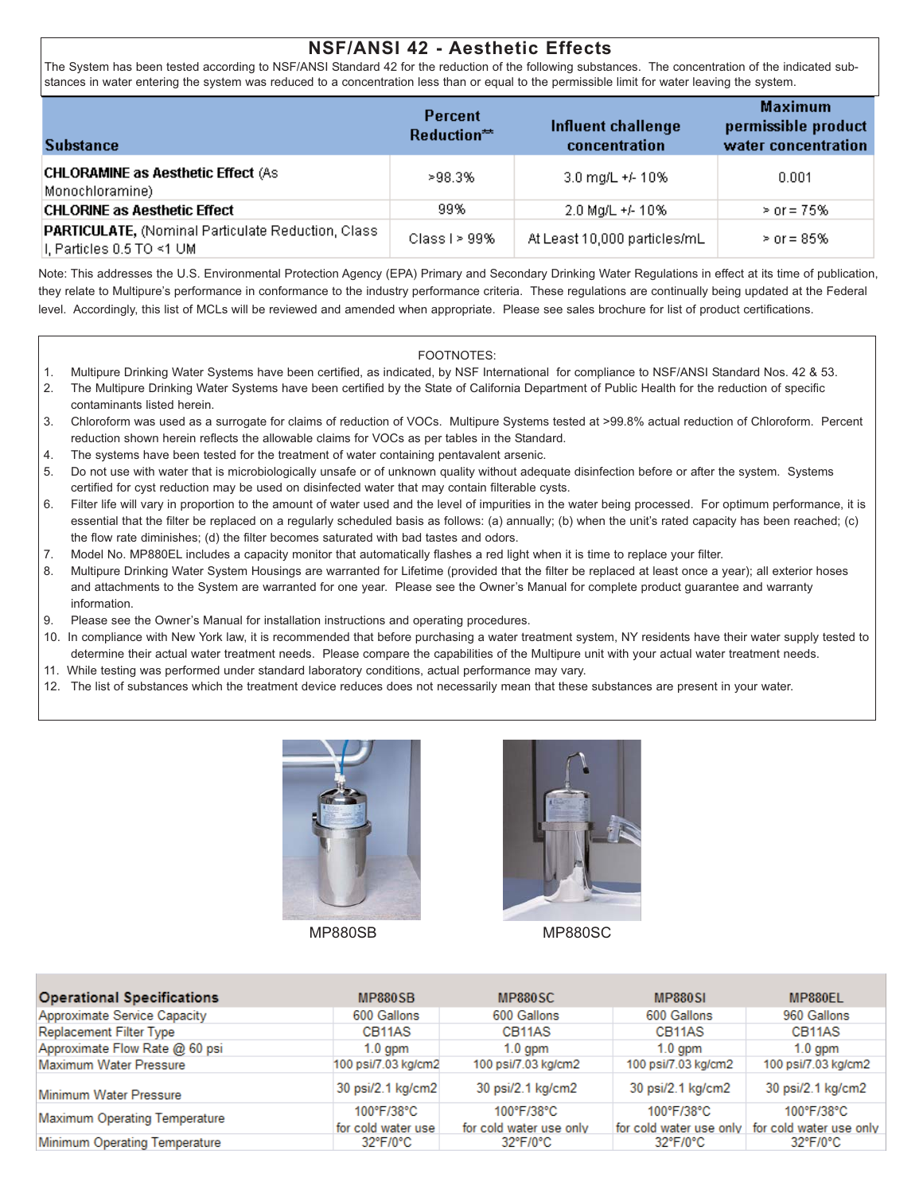## NSF/ANSI 42 - Aesthetic Effects

The System has been tested according to NSF/ANSI Standard 42 for the reduction of the following substances. The concentration of the indicated substances in water entering the system was reduced to a concentration less than or equal to the permissible limit for water leaving the system.

| Substance | Percent Reduction** | Influent challenge concentration | Maximum permissible product water concentration |
|---|---|---|---|
| **CHLORAMINE as Aesthetic Effect** (As Monochloramine) | >98.3% | 3.0 mg/L +/- 10% | 0.001 |
| **CHLORINE as Aesthetic Effect** | 99% | 2.0 Mg/L +/- 10% | > or = 75% |
| **PARTICULATE,** (Nominal Particulate Reduction, Class I, Particles 0.5 TO <1 UM | Class I > 99% | At Least 10,000 particles/mL | > or = 85% |

Note: This addresses the U.S. Environmental Protection Agency (EPA) Primary and Secondary Drinking Water Regulations in effect at its time of publication, they relate to Multipure's performance in conformance to the industry performance criteria. These regulations are continually being updated at the Federal level. Accordingly, this list of MCLs will be reviewed and amended when appropriate. Please see sales brochure for list of product certifications.

FOOTNOTES:

1. Multipure Drinking Water Systems have been certified, as indicated, by NSF International for compliance to NSF/ANSI Standard Nos. 42 & 53.
2. The Multipure Drinking Water Systems have been certified by the State of California Department of Public Health for the reduction of specific contaminants listed herein.
3. Chloroform was used as a surrogate for claims of reduction of VOCs. Multipure Systems tested at >99.8% actual reduction of Chloroform. Percent reduction shown herein reflects the allowable claims for VOCs as per tables in the Standard.
4. The systems have been tested for the treatment of water containing pentavalent arsenic.
5. Do not use with water that is microbiologically unsafe or of unknown quality without adequate disinfection before or after the system. Systems certified for cyst reduction may be used on disinfected water that may contain filterable cysts.
6. Filter life will vary in proportion to the amount of water used and the level of impurities in the water being processed. For optimum performance, it is essential that the filter be replaced on a regularly scheduled basis as follows: (a) annually; (b) when the unit's rated capacity has been reached; (c) the flow rate diminishes; (d) the filter becomes saturated with bad tastes and odors.
7. Model No. MP880EL includes a capacity monitor that automatically flashes a red light when it is time to replace your filter.
8. Multipure Drinking Water System Housings are warranted for Lifetime (provided that the filter be replaced at least once a year); all exterior hoses and attachments to the System are warranted for one year. Please see the Owner's Manual for complete product guarantee and warranty information.
9. Please see the Owner's Manual for installation instructions and operating procedures.
10. In compliance with New York law, it is recommended that before purchasing a water treatment system, NY residents have their water supply tested to determine their actual water treatment needs. Please compare the capabilities of the Multipure unit with your actual water treatment needs.
11. While testing was performed under standard laboratory conditions, actual performance may vary.
12. The list of substances which the treatment device reduces does not necessarily mean that these substances are present in your water.

MP880SB

MP880SC

| Operational Specifications | MP880SB | MP880SC | MP880SI | MP880EL |
|---|---|---|---|---|
| Approximate Service Capacity | 600 Gallons | 600 Gallons | 600 Gallons | 960 Gallons |
| Replacement Filter Type | CB11AS | CB11AS | CB11AS | CB11AS |
| Approximate Flow Rate @ 60 psi | 1.0 gpm | 1.0 gpm | 1.0 gpm | 1.0 gpm |
| Maximum Water Pressure | 100 psi/7.03 kg/cm2 | 100 psi/7.03 kg/cm2 | 100 psi/7.03 kg/cm2 | 100 psi/7.03 kg/cm2 |
| Minimum Water Pressure | 30 psi/2.1 kg/cm2 | 30 psi/2.1 kg/cm2 | 30 psi/2.1 kg/cm2 | 30 psi/2.1 kg/cm2 |
| Maximum Operating Temperature | 100°F/38°C for cold water use | 100°F/38°C for cold water use only | 100°F/38°C for cold water use only | 100°F/38°C for cold water use only |
| Minimum Operating Temperature | 32°F/0°C | 32°F/0°C | 32°F/0°C | 32°F/0°C |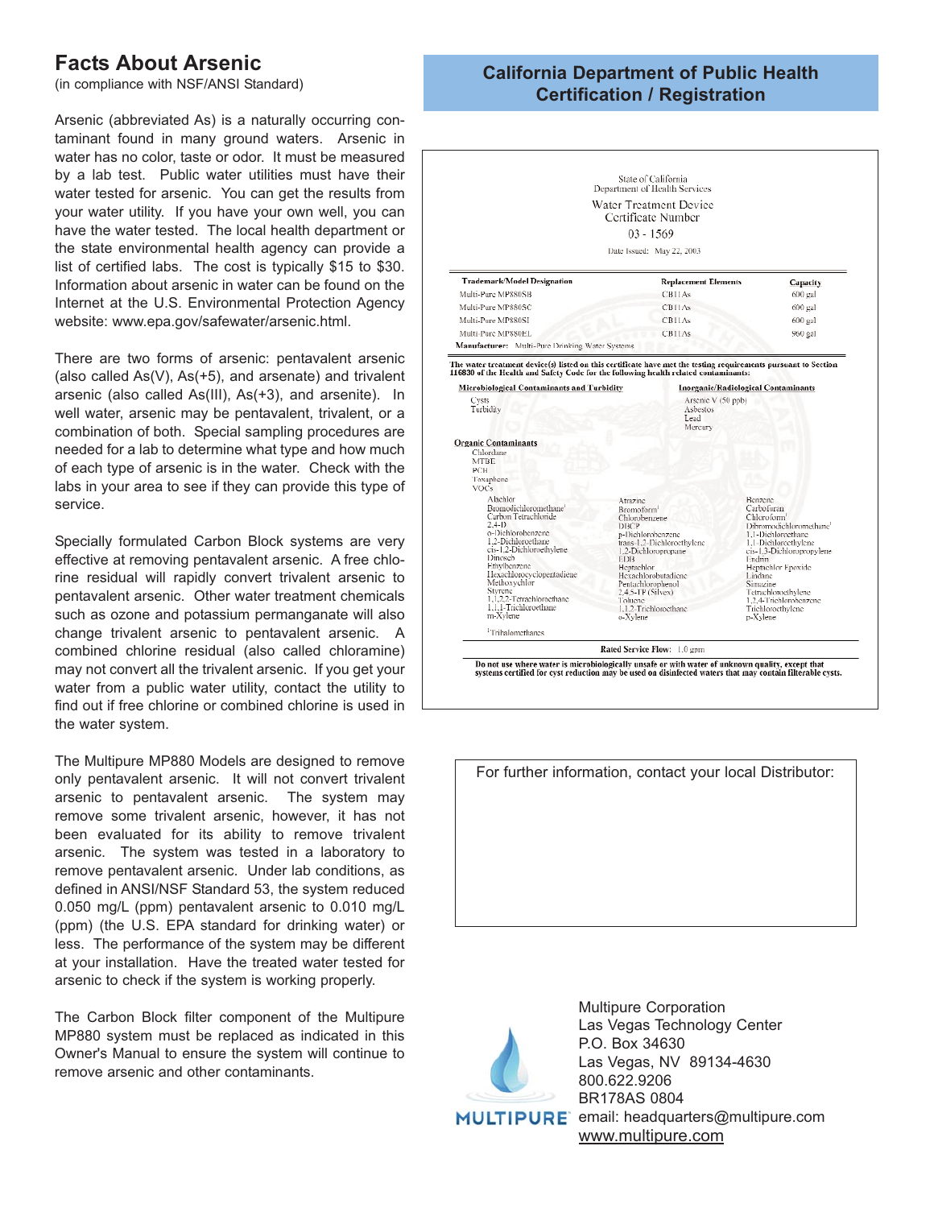# Facts About Arsenic

(in compliance with NSF/ANSI Standard)

Arsenic (abbreviated As) is a naturally occurring contaminant found in many ground waters. Arsenic in water has no color, taste or odor. It must be measured by a lab test. Public water utilities must have their water tested for arsenic. You can get the results from your water utility. If you have your own well, you can have the water tested. The local health department or the state environmental health agency can provide a list of certified labs. The cost is typically $15 to $30. Information about arsenic in water can be found on the Internet at the U.S. Environmental Protection Agency website: www.epa.gov/safewater/arsenic.html.

There are two forms of arsenic: pentavalent arsenic (also called As(V), As(+5), and arsenate) and trivalent arsenic (also called As(III), As(+3), and arsenite). In well water, arsenic may be pentavalent, trivalent, or a combination of both. Special sampling procedures are needed for a lab to determine what type and how much of each type of arsenic is in the water. Check with the labs in your area to see if they can provide this type of service.

Specially formulated Carbon Block systems are very effective at removing pentavalent arsenic. A free chlorine residual will rapidly convert trivalent arsenic to pentavalent arsenic. Other water treatment chemicals such as ozone and potassium permanganate will also change trivalent arsenic to pentavalent arsenic. A combined chlorine residual (also called chloramine) may not convert all the trivalent arsenic. If you get your water from a public water utility, contact the utility to find out if free chlorine or combined chlorine is used in the water system.

The Multipure MP880 Models are designed to remove only pentavalent arsenic. It will not convert trivalent arsenic to pentavalent arsenic. The system may remove some trivalent arsenic, however, it has not been evaluated for its ability to remove trivalent arsenic. The system was tested in a laboratory to remove pentavalent arsenic. Under lab conditions, as defined in ANSI/NSF Standard 53, the system reduced 0.050 mg/L (ppm) pentavalent arsenic to 0.010 mg/L (ppm) (the U.S. EPA standard for drinking water) or less. The performance of the system may be different at your installation. Have the treated water tested for arsenic to check if the system is working properly.

The Carbon Block filter component of the Multipure MP880 system must be replaced as indicated in this Owner's Manual to ensure the system will continue to remove arsenic and other contaminants.

## California Department of Public Health Certification / Registration

State of California
Department of Health Services

Water Treatment Device
Certificate Number

03 - 1569

Date Issued: May 22, 2003

| Trademark/Model Designation | Replacement Elements | Capacity |
|---|---|---|
| Multi-Pure MP880SB | CB11As | 600 gal |
| Multi-Pure MP880SC | CB11As | 600 gal |
| Multi-Pure MP880SI | CB11As | 600 gal |
| Multi-Pure MP880EL | CB11As | 960 gal |

**Manufacturer:** Multi-Pure Drinking Water Systems

**The water treatment device(s) listed on this certificate have met the testing requirements pursuant to Section 116830 of the Health and Safety Code for the following health related contaminants:**

**Microbiological Contaminants and Turbidity**
- Cysts
- Turbidity

**Inorganic/Radiological Contaminants**
- Arsenic V (50 ppb)
- Asbestos
- Lead
- Mercury

**Organic Contaminants**
- Chlordane
- MTBE
- PCB
- Toxaphene
- VOCs

| | | |
|---|---|---|
| Alachlor | Atrazine | Benzene |
| Bromodichloromethane[1] | Bromoform[1] | Carbofuran |
| Carbon Tetrachloride | Chlorobenzene | Chloroform[1] |
| 2,4-D | DBCP | Dibromochloromethane[1] |
| o-Dichlorobenzene | p-Dichlorobenzene | 1,1-Dichloroethane |
| 1,2-Dichloroethane | trans-1,2-Dichloroethylene | 1,1-Dichloroethylene |
| cis-1,2-Dichloroethylene | 1,2-Dichloropropane | cis-1,3-Dichloropropylene |
| Dinoseb | EDB | Endrin |
| Ethylbenzene | Heptachlor | Heptachlor Epoxide |
| Hexachlorocyclopentadiene | Hexachlorobutadiene | Lindane |
| Methoxychlor | Pentachlorophenol | Simazine |
| Styrene | 2,4,5-TP (Silvex) | Tetrachloroethylene |
| 1,1,2,2-Tetrachloroethane | Toluene | 1,2,4-Trichlorobenzene |
| 1,1,1-Trichloroethane | 1,1,2-Trichloroethane | Trichloroethylene |
| m-Xylene | o-Xylene | p-Xylene |

[1] Trihalomethanes

**Rated Service Flow:** 1.0 gpm

**Do not use where water is microbiologically unsafe or with water of unknown quality, except that systems certified for cyst reduction may be used on disinfected waters that may contain filterable cysts.**

For further information, contact your local Distributor:

MULTIPURE

Multipure Corporation
Las Vegas Technology Center
P.O. Box 34630
Las Vegas, NV 89134-4630
800.622.9206
BR178AS 0804
email: headquarters@multipure.com
www.multipure.com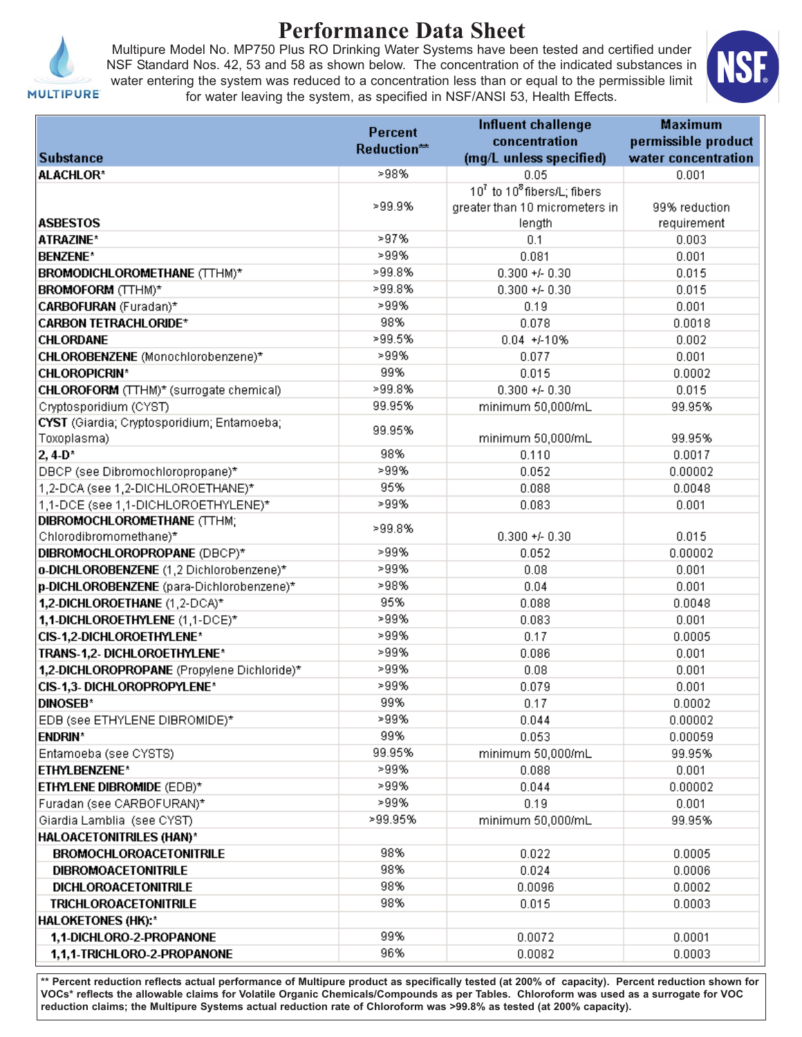# Performance Data Sheet

Multipure Model No. MP750 Plus RO Drinking Water Systems have been tested and certified under NSF Standard Nos. 42, 53 and 58 as shown below. The concentration of the indicated substances in water entering the system was reduced to a concentration less than or equal to the permissible limit for water leaving the system, as specified in NSF/ANSI 53, Health Effects.

| Substance | Percent Reduction** | Influent challenge concentration (mg/L unless specified) | Maximum permissible product water concentration |
|---|---|---|---|
| **ALACHLOR*** | >98% | 0.05 | 0.001 |
| **ASBESTOS** | >99.9% | $10^7$ to $10^8$ fibers/L; fibers greater than 10 micrometers in length | 99% reduction requirement |
| **ATRAZINE*** | >97% | 0.1 | 0.003 |
| **BENZENE*** | >99% | 0.081 | 0.001 |
| **BROMODICHLOROMETHANE** (TTHM)* | >99.8% | 0.300 +/- 0.30 | 0.015 |
| **BROMOFORM** (TTHM)* | >99.8% | 0.300 +/- 0.30 | 0.015 |
| **CARBOFURAN** (Furadan)* | >99% | 0.19 | 0.001 |
| **CARBON TETRACHLORIDE*** | 98% | 0.078 | 0.0018 |
| **CHLORDANE** | >99.5% | 0.04 +/-10% | 0.002 |
| **CHLOROBENZENE** (Monochlorobenzene)* | >99% | 0.077 | 0.001 |
| **CHLOROPICRIN*** | 99% | 0.015 | 0.0002 |
| **CHLOROFORM** (TTHM)* (surrogate chemical) | >99.8% | 0.300 +/- 0.30 | 0.015 |
| Cryptosporidium (CYST) | 99.95% | minimum 50,000/mL | 99.95% |
| **CYST** (Giardia; Cryptosporidium; Entamoeba; Toxoplasma) | 99.95% | minimum 50,000/mL | 99.95% |
| **2, 4-D*** | 98% | 0.110 | 0.0017 |
| DBCP (see Dibromochloropropane)* | >99% | 0.052 | 0.00002 |
| 1,2-DCA (see 1,2-DICHLOROETHANE)* | 95% | 0.088 | 0.0048 |
| 1,1-DCE (see 1,1-DICHLOROETHYLENE)* | >99% | 0.083 | 0.001 |
| **DIBROMOCHLOROMETHANE** (TTHM; Chlorodibromomethane)* | >99.8% | 0.300 +/- 0.30 | 0.015 |
| **DIBROMOCHLOROPROPANE** (DBCP)* | >99% | 0.052 | 0.00002 |
| **o-DICHLOROBENZENE** (1,2 Dichlorobenzene)* | >99% | 0.08 | 0.001 |
| **p-DICHLOROBENZENE** (para-Dichlorobenzene)* | >98% | 0.04 | 0.001 |
| **1,2-DICHLOROETHANE** (1,2-DCA)* | 95% | 0.088 | 0.0048 |
| **1,1-DICHLOROETHYLENE** (1,1-DCE)* | >99% | 0.083 | 0.001 |
| **CIS-1,2-DICHLOROETHYLENE*** | >99% | 0.17 | 0.0005 |
| **TRANS-1,2- DICHLOROETHYLENE*** | >99% | 0.086 | 0.001 |
| **1,2-DICHLOROPROPANE** (Propylene Dichloride)* | >99% | 0.08 | 0.001 |
| **CIS-1,3- DICHLOROPROPYLENE*** | >99% | 0.079 | 0.001 |
| **DINOSEB*** | 99% | 0.17 | 0.0002 |
| EDB (see ETHYLENE DIBROMIDE)* | >99% | 0.044 | 0.00002 |
| **ENDRIN*** | 99% | 0.053 | 0.00059 |
| Entamoeba (see CYSTS) | 99.95% | minimum 50,000/mL | 99.95% |
| **ETHYLBENZENE*** | >99% | 0.088 | 0.001 |
| **ETHYLENE DIBROMIDE** (EDB)* | >99% | 0.044 | 0.00002 |
| Furadan (see CARBOFURAN)* | >99% | 0.19 | 0.001 |
| Giardia Lamblia (see CYST) | >99.95% | minimum 50,000/mL | 99.95% |
| **HALOACETONITRILES (HAN)*** | | | |
| **BROMOCHLOROACETONITRILE** | 98% | 0.022 | 0.0005 |
| **DIBROMOACETONITRILE** | 98% | 0.024 | 0.0006 |
| **DICHLOROACETONITRILE** | 98% | 0.0096 | 0.0002 |
| **TRICHLOROACETONITRILE** | 98% | 0.015 | 0.0003 |
| **HALOKETONES (HK):*** | | | |
| **1,1-DICHLORO-2-PROPANONE** | 99% | 0.0072 | 0.0001 |
| **1,1,1-TRICHLORO-2-PROPANONE** | 96% | 0.0082 | 0.0003 |

**** Percent reduction reflects actual performance of Multipure product as specifically tested (at 200% of capacity). Percent reduction shown for VOCs* reflects the allowable claims for Volatile Organic Chemicals/Compounds as per Tables. Chloroform was used as a surrogate for VOC reduction claims; the Multipure Systems actual reduction rate of Chloroform was >99.8% as tested (at 200% capacity).**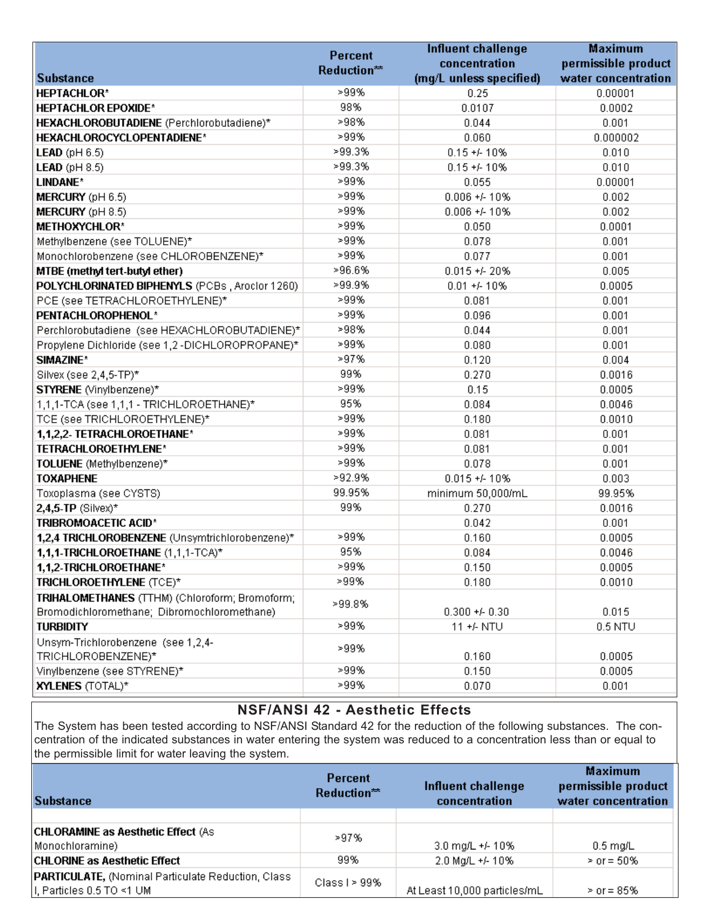| Substance | Percent Reduction** | Influent challenge concentration (mg/L unless specified) | Maximum permissible product water concentration |
|---|---|---|---|
| **HEPTACHLOR*** | >99% | 0.25 | 0.00001 |
| **HEPTACHLOR EPOXIDE*** | 98% | 0.0107 | 0.0002 |
| **HEXACHLOROBUTADIENE** (Perchlorobutadiene)* | >98% | 0.044 | 0.001 |
| **HEXACHLOROCYCLOPENTADIENE*** | >99% | 0.060 | 0.000002 |
| **LEAD** (pH 6.5) | >99.3% | 0.15 +/- 10% | 0.010 |
| **LEAD** (pH 8.5) | >99.3% | 0.15 +/- 10% | 0.010 |
| **LINDANE*** | >99% | 0.055 | 0.00001 |
| **MERCURY** (pH 6.5) | >99% | 0.006 +/- 10% | 0.002 |
| **MERCURY** (pH 8.5) | >99% | 0.006 +/- 10% | 0.002 |
| **METHOXYCHLOR*** | >99% | 0.050 | 0.0001 |
| Methylbenzene (see TOLUENE)* | >99% | 0.078 | 0.001 |
| Monochlorobenzene (see CHLOROBENZENE)* | >99% | 0.077 | 0.001 |
| **MTBE (methyl tert-butyl ether)** | >96.6% | 0.015 +/- 20% | 0.005 |
| **POLYCHLORINATED BIPHENYLS** (PCBs , Aroclor 1260) | >99.9% | 0.01 +/- 10% | 0.0005 |
| PCE (see TETRACHLOROETHYLENE)* | >99% | 0.081 | 0.001 |
| **PENTACHLOROPHENOL*** | >99% | 0.096 | 0.001 |
| Perchlorobutadiene (see HEXACHLOROBUTADIENE)* | >98% | 0.044 | 0.001 |
| Propylene Dichloride (see 1,2 -DICHLOROPROPANE)* | >99% | 0.080 | 0.001 |
| **SIMAZINE*** | >97% | 0.120 | 0.004 |
| Silvex (see 2,4,5-TP)* | 99% | 0.270 | 0.0016 |
| **STYRENE** (Vinylbenzene)* | >99% | 0.15 | 0.0005 |
| 1,1,1-TCA (see 1,1,1 - TRICHLOROETHANE)* | 95% | 0.084 | 0.0046 |
| TCE (see TRICHLOROETHYLENE)* | >99% | 0.180 | 0.0010 |
| **1,1,2,2- TETRACHLOROETHANE*** | >99% | 0.081 | 0.001 |
| **TETRACHLOROETHYLENE*** | >99% | 0.081 | 0.001 |
| **TOLUENE** (Methylbenzene)* | >99% | 0.078 | 0.001 |
| **TOXAPHENE** | >92.9% | 0.015 +/- 10% | 0.003 |
| Toxoplasma (see CYSTS) | 99.95% | minimum 50,000/mL | 99.95% |
| **2,4,5-TP** (Silvex)* | 99% | 0.270 | 0.0016 |
| **TRIBROMOACETIC ACID*** | | 0.042 | 0.001 |
| **1,2,4 TRICHLOROBENZENE** (Unsymtrichlorobenzene)* | >99% | 0.160 | 0.0005 |
| **1,1,1-TRICHLOROETHANE** (1,1,1-TCA)* | 95% | 0.084 | 0.0046 |
| **1,1,2-TRICHLOROETHANE*** | >99% | 0.150 | 0.0005 |
| **TRICHLOROETHYLENE** (TCE)* | >99% | 0.180 | 0.0010 |
| **TRIHALOMETHANES** (TTHM) (Chloroform; Bromoform; Bromodichloromethane; Dibromochloromethane) | >99.8% | 0.300 +/- 0.30 | 0.015 |
| **TURBIDITY** | >99% | 11 +/- NTU | 0.5 NTU |
| Unsym-Trichlorobenzene (see 1,2,4-TRICHLOROBENZENE)* | >99% | 0.160 | 0.0005 |
| Vinylbenzene (see STYRENE)* | >99% | 0.150 | 0.0005 |
| **XYLENES** (TOTAL)* | >99% | 0.070 | 0.001 |

## NSF/ANSI 42 - Aesthetic Effects

The System has been tested according to NSF/ANSI Standard 42 for the reduction of the following substances. The concentration of the indicated substances in water entering the system was reduced to a concentration less than or equal to the permissible limit for water leaving the system.

| Substance | Percent Reduction** | Influent challenge concentration | Maximum permissible product water concentration |
|---|---|---|---|
| **CHLORAMINE as Aesthetic Effect** (As Monochloramine) | >97% | 3.0 mg/L +/- 10% | 0.5 mg/L |
| **CHLORINE as Aesthetic Effect** | 99% | 2.0 Mg/L +/- 10% | > or = 50% |
| **PARTICULATE,** (Nominal Particulate Reduction, Class I, Particles 0.5 TO <1 UM | Class I > 99% | At Least 10,000 particles/mL | > or = 85% |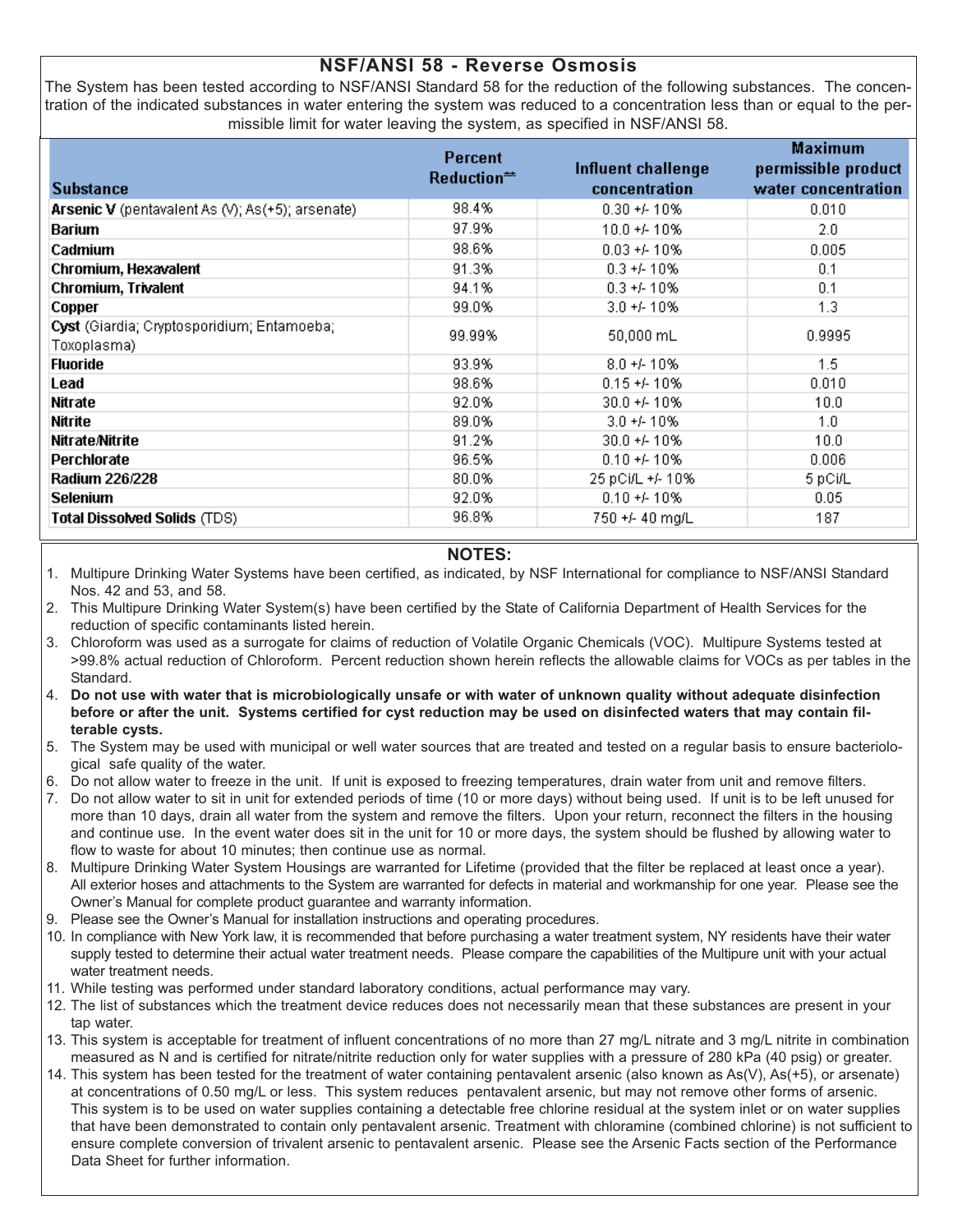## NSF/ANSI 58 - Reverse Osmosis

The System has been tested according to NSF/ANSI Standard 58 for the reduction of the following substances. The concentration of the indicated substances in water entering the system was reduced to a concentration less than or equal to the permissible limit for water leaving the system, as specified in NSF/ANSI 58.

| Substance | Percent Reduction** | Influent challenge concentration | Maximum permissible product water concentration |
|---|---|---|---|
| **Arsenic V** (pentavalent As (V); As(+5); arsenate) | 98.4% | 0.30 +/- 10% | 0.010 |
| **Barium** | 97.9% | 10.0 +/- 10% | 2.0 |
| **Cadmium** | 98.6% | 0.03 +/- 10% | 0.005 |
| **Chromium, Hexavalent** | 91.3% | 0.3 +/- 10% | 0.1 |
| **Chromium, Trivalent** | 94.1% | 0.3 +/- 10% | 0.1 |
| **Copper** | 99.0% | 3.0 +/- 10% | 1.3 |
| **Cyst** (Giardia; Cryptosporidium; Entamoeba; Toxoplasma) | 99.99% | 50,000 mL | 0.9995 |
| **Fluoride** | 93.9% | 8.0 +/- 10% | 1.5 |
| **Lead** | 98.6% | 0.15 +/- 10% | 0.010 |
| **Nitrate** | 92.0% | 30.0 +/- 10% | 10.0 |
| **Nitrite** | 89.0% | 3.0 +/- 10% | 1.0 |
| **Nitrate/Nitrite** | 91.2% | 30.0 +/- 10% | 10.0 |
| **Perchlorate** | 96.5% | 0.10 +/- 10% | 0.006 |
| **Radium 226/228** | 80.0% | 25 pCi/L +/- 10% | 5 pCi/L |
| **Selenium** | 92.0% | 0.10 +/- 10% | 0.05 |
| **Total Dissolved Solids** (TDS) | 96.8% | 750 +/- 40 mg/L | 187 |

### NOTES:

1. Multipure Drinking Water Systems have been certified, as indicated, by NSF International for compliance to NSF/ANSI Standard Nos. 42 and 53, and 58.
2. This Multipure Drinking Water System(s) have been certified by the State of California Department of Health Services for the reduction of specific contaminants listed herein.
3. Chloroform was used as a surrogate for claims of reduction of Volatile Organic Chemicals (VOC). Multipure Systems tested at >99.8% actual reduction of Chloroform. Percent reduction shown herein reflects the allowable claims for VOCs as per tables in the Standard.
4. **Do not use with water that is microbiologically unsafe or with water of unknown quality without adequate disinfection before or after the unit. Systems certified for cyst reduction may be used on disinfected waters that may contain filterable cysts.**
5. The System may be used with municipal or well water sources that are treated and tested on a regular basis to ensure bacteriological safe quality of the water.
6. Do not allow water to freeze in the unit. If unit is exposed to freezing temperatures, drain water from unit and remove filters.
7. Do not allow water to sit in unit for extended periods of time (10 or more days) without being used. If unit is to be left unused for more than 10 days, drain all water from the system and remove the filters. Upon your return, reconnect the filters in the housing and continue use. In the event water does sit in the unit for 10 or more days, the system should be flushed by allowing water to flow to waste for about 10 minutes; then continue use as normal.
8. Multipure Drinking Water System Housings are warranted for Lifetime (provided that the filter be replaced at least once a year). All exterior hoses and attachments to the System are warranted for defects in material and workmanship for one year. Please see the Owner's Manual for complete product guarantee and warranty information.
9. Please see the Owner's Manual for installation instructions and operating procedures.
10. In compliance with New York law, it is recommended that before purchasing a water treatment system, NY residents have their water supply tested to determine their actual water treatment needs. Please compare the capabilities of the Multipure unit with your actual water treatment needs.
11. While testing was performed under standard laboratory conditions, actual performance may vary.
12. The list of substances which the treatment device reduces does not necessarily mean that these substances are present in your tap water.
13. This system is acceptable for treatment of influent concentrations of no more than 27 mg/L nitrate and 3 mg/L nitrite in combination measured as N and is certified for nitrate/nitrite reduction only for water supplies with a pressure of 280 kPa (40 psig) or greater.
14. This system has been tested for the treatment of water containing pentavalent arsenic (also known as As(V), As(+5), or arsenate) at concentrations of 0.50 mg/L or less. This system reduces pentavalent arsenic, but may not remove other forms of arsenic. This system is to be used on water supplies containing a detectable free chlorine residual at the system inlet or on water supplies that have been demonstrated to contain only pentavalent arsenic. Treatment with chloramine (combined chlorine) is not sufficient to ensure complete conversion of trivalent arsenic to pentavalent arsenic. Please see the Arsenic Facts section of the Performance Data Sheet for further information.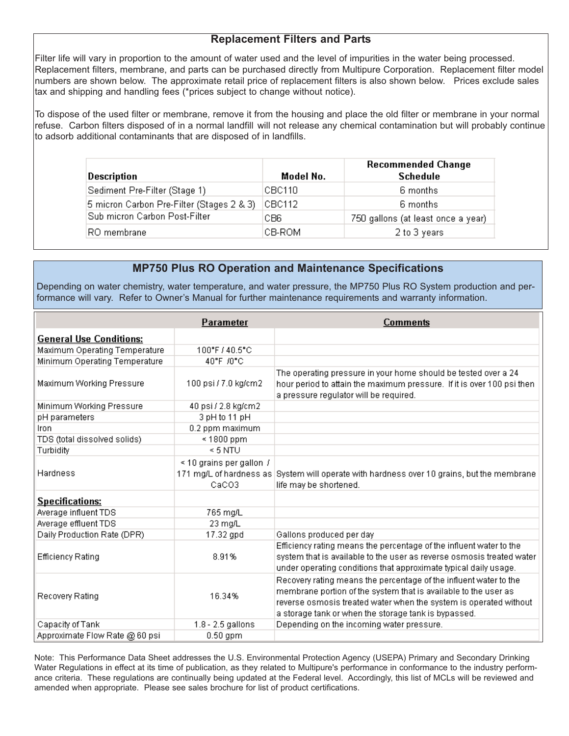## Replacement Filters and Parts

Filter life will vary in proportion to the amount of water used and the level of impurities in the water being processed. Replacement filters, membrane, and parts can be purchased directly from Multipure Corporation. Replacement filter model numbers are shown below. The approximate retail price of replacement filters is also shown below. Prices exclude sales tax and shipping and handling fees (*prices subject to change without notice).

To dispose of the used filter or membrane, remove it from the housing and place the old filter or membrane in your normal refuse. Carbon filters disposed of in a normal landfill will not release any chemical contamination but will probably continue to adsorb additional contaminants that are disposed of in landfills.

| Description | Model No. | Recommended Change Schedule |
|---|---|---|
| Sediment Pre-Filter (Stage 1) | CBC110 | 6 months |
| 5 micron Carbon Pre-Filter (Stages 2 & 3) | CBC112 | 6 months |
| Sub micron Carbon Post-Filter | CB6 | 750 gallons (at least once a year) |
| RO membrane | CB-ROM | 2 to 3 years |

## MP750 Plus RO Operation and Maintenance Specifications

Depending on water chemistry, water temperature, and water pressure, the MP750 Plus RO System production and performance will vary. Refer to Owner's Manual for further maintenance requirements and warranty information.

| | Parameter | Comments |
|---|---|---|
| **General Use Conditions:** | | |
| Maximum Operating Temperature | 100°F / 40.5°C | |
| Minimum Operating Temperature | 40°F /0°C | |
| Maximum Working Pressure | 100 psi / 7.0 kg/cm2 | The operating pressure in your home should be tested over a 24 hour period to attain the maximum pressure. If it is over 100 psi then a pressure regulator will be required. |
| Minimum Working Pressure | 40 psi / 2.8 kg/cm2 | |
| pH parameters | 3 pH to 11 pH | |
| Iron | 0.2 ppm maximum | |
| TDS (total dissolved solids) | < 1800 ppm | |
| Turbidity | < 5 NTU | |
| Hardness | < 10 grains per gallon / 171 mg/L of hardness as $CaCO_3$ | System will operate with hardness over 10 grains, but the membrane life may be shortened. |
| **Specifications:** | | |
| Average influent TDS | 765 mg/L | |
| Average effluent TDS | 23 mg/L | |
| Daily Production Rate (DPR) | 17.32 gpd | Gallons produced per day |
| Efficiency Rating | 8.91% | Efficiency rating means the percentage of the influent water to the system that is available to the user as reverse osmosis treated water under operating conditions that approximate typical daily usage. |
| Recovery Rating | 16.34% | Recovery rating means the percentage of the influent water to the membrane portion of the system that is available to the user as reverse osmosis treated water when the system is operated without a storage tank or when the storage tank is bypassed. |
| Capacity of Tank | 1.8 - 2.5 gallons | Depending on the incoming water pressure. |
| Approximate Flow Rate @ 60 psi | 0.50 gpm | |

Note: This Performance Data Sheet addresses the U.S. Environmental Protection Agency (USEPA) Primary and Secondary Drinking Water Regulations in effect at its time of publication, as they related to Multipure's performance in conformance to the industry performance criteria. These regulations are continually being updated at the Federal level. Accordingly, this list of MCLs will be reviewed and amended when appropriate. Please see sales brochure for list of product certifications.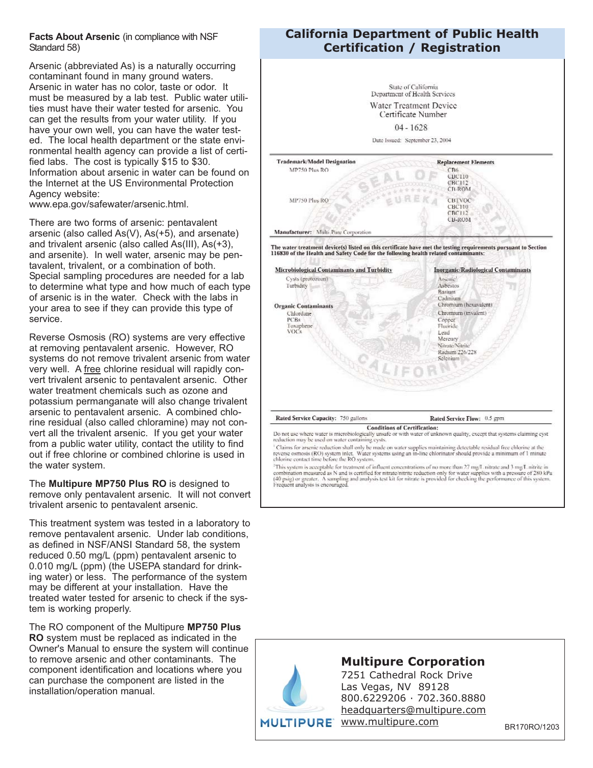**Facts About Arsenic** (in compliance with NSF Standard 58)

Arsenic (abbreviated As) is a naturally occurring contaminant found in many ground waters. Arsenic in water has no color, taste or odor. It must be measured by a lab test. Public water utilities must have their water tested for arsenic. You can get the results from your water utility. If you have your own well, you can have the water tested. The local health department or the state environmental health agency can provide a list of certified labs. The cost is typically $15 to $30. Information about arsenic in water can be found on the Internet at the US Environmental Protection Agency website: www.epa.gov/safewater/arsenic.html.

There are two forms of arsenic: pentavalent arsenic (also called As(V), As(+5), and arsenate) and trivalent arsenic (also called As(III), As(+3), and arsenite). In well water, arsenic may be pentavalent, trivalent, or a combination of both. Special sampling procedures are needed for a lab to determine what type and how much of each type of arsenic is in the water. Check with the labs in your area to see if they can provide this type of service.

Reverse Osmosis (RO) systems are very effective at removing pentavalent arsenic. However, RO systems do not remove trivalent arsenic from water very well. A free chlorine residual will rapidly convert trivalent arsenic to pentavalent arsenic. Other water treatment chemicals such as ozone and potassium permanganate will also change trivalent arsenic to pentavalent arsenic. A combined chlorine residual (also called chloramine) may not convert all the trivalent arsenic. If you get your water from a public water utility, contact the utility to find out if free chlorine or combined chlorine is used in the water system.

The **Multipure MP750 Plus RO** is designed to remove only pentavalent arsenic. It will not convert trivalent arsenic to pentavalent arsenic.

This treatment system was tested in a laboratory to remove pentavalent arsenic. Under lab conditions, as defined in NSF/ANSI Standard 58, the system reduced 0.50 mg/L (ppm) pentavalent arsenic to 0.010 mg/L (ppm) (the USEPA standard for drinking water) or less. The performance of the system may be different at your installation. Have the treated water tested for arsenic to check if the system is working properly.

The RO component of the Multipure **MP750 Plus RO** system must be replaced as indicated in the Owner's Manual to ensure the system will continue to remove arsenic and other contaminants. The component identification and locations where you can purchase the component are listed in the installation/operation manual.

## California Department of Public Health Certification / Registration

State of California
Department of Health Services

Water Treatment Device
Certificate Number

04 - 1628

Date Issued: September 23, 2004

| Trademark/Model Designation | Replacement Elements |
|---|---|
| MP750 Plus RO | CB6, CBC110, CBC112, CB-ROM |
| MP750 Plus RO | CBTVOC, CBC110, CBC112, CB-ROM |

**Manufacturer:** Multi Pure Corporation

**The water treatment device(s) listed on this certificate have met the testing requirements pursuant to Section 116830 of the Health and Safety Code for the following health related contaminants:**

**Microbiological Contaminants and Turbidity**
- Cysts (protozoan)
- Turbidity

**Organic Contaminants**
- Chlordane
- PCBs
- Toxaphene
- VOCs

**Inorganic/Radiological Contaminants**
- Arsenic[1]
- Asbestos
- Barium
- Cadmium
- Chromium (hexavalent)
- Chromium (trivalent)
- Copper
- Fluoride
- Lead
- Mercury
- Nitrate/Nitrite[2]
- Radium 226/228
- Selenium

**Rated Service Capacity:** 750 gallons

**Rated Service Flow:** 0.5 gpm

**Conditions of Certification:**

Do not use where water is microbiologically unsafe or with water of unknown quality, except that systems claiming cyst reduction may be used on water containing cysts.

[1] Claims for arsenic reduction shall only be made on water supplies maintaining detectable residual free chlorine at the reverse osmosis (RO) system inlet. Water systems using an in-line chlorinator should provide a minimum of 1 minute chlorine contact time before the RO system.

[2] This system is acceptable for treatment of influent concentrations of no more than 27 mg/L nitrate and 3 mg/L nitrite in combination measured as N and is certified for nitrate/nitrite reduction only for water supplies with a pressure of 280 kPa (40 psig) or greater. A sampling and analysis test kit for nitrate is provided for checking the performance of this system. Frequent analysis is encouraged.

**Multipure Corporation**
7251 Cathedral Rock Drive
Las Vegas, NV 89128
800.6229206 · 702.360.8880
headquarters@multipure.com
www.multipure.com

MULTIPURE

BR170RO/1203